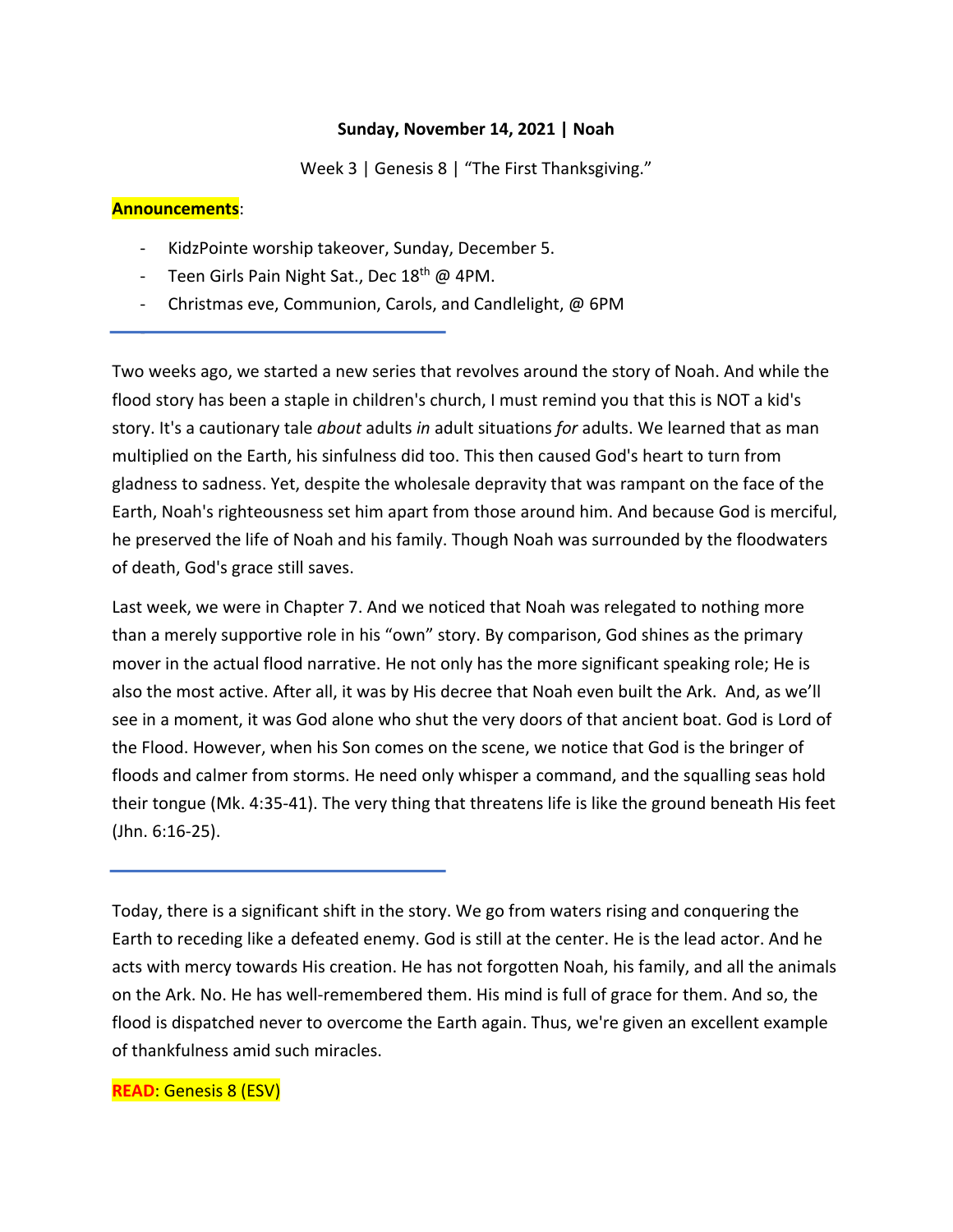**Sunday, November 14, 2021 | Noah**

Week 3 | Genesis 8 | "The First Thanksgiving."

**Announcements**:

- KidzPointe worship takeover, Sunday, December 5.
- Teen Girls Pain Night Sat., Dec 18th @ 4PM.
- Christmas eve, Communion, Carols, and Candlelight, @ 6PM

---

Two weeks ago, we started a new series that revolves around the story of Noah. And while the flood story has been a staple in children's church, I must remind you that this is NOT a kid's story. It's a cautionary tale *about* adults *in* adult situations *for* adults. We learned that as man multiplied on the Earth, his sinfulness did too. This then caused God's heart to turn from gladness to sadness. Yet, despite the wholesale depravity that was rampant on the face of the Earth, Noah's righteousness set him apart from those around him. And because God is merciful, he preserved the life of Noah and his family. Though Noah was surrounded by the floodwaters of death, God's grace still saves.

Last week, we were in Chapter 7. And we noticed that Noah was relegated to nothing more than a merely supportive role in his "own" story. By comparison, God shines as the primary mover in the actual flood narrative. He not only has the more significant speaking role; He is also the most active. After all, it was by His decree that Noah even built the Ark. And, as we'll see in a moment, it was God alone who shut the very doors of that ancient boat. God is Lord of the Flood. However, when his Son comes on the scene, we notice that God is the bringer of floods and calmer from storms. He need only whisper a command, and the squalling seas hold their tongue (Mk. 4:35-41). The very thing that threatens life is like the ground beneath His feet (Jhn. 6:16-25).

---

Today, there is a significant shift in the story. We go from waters rising and conquering the Earth to receding like a defeated enemy. God is still at the center. He is the lead actor. And he acts with mercy towards His creation. He has not forgotten Noah, his family, and all the animals on the Ark. No. He has well-remembered them. His mind is full of grace for them. And so, the flood is dispatched never to overcome the Earth again. Thus, we're given an excellent example of thankfulness amid such miracles.

**READ**: Genesis 8 (ESV)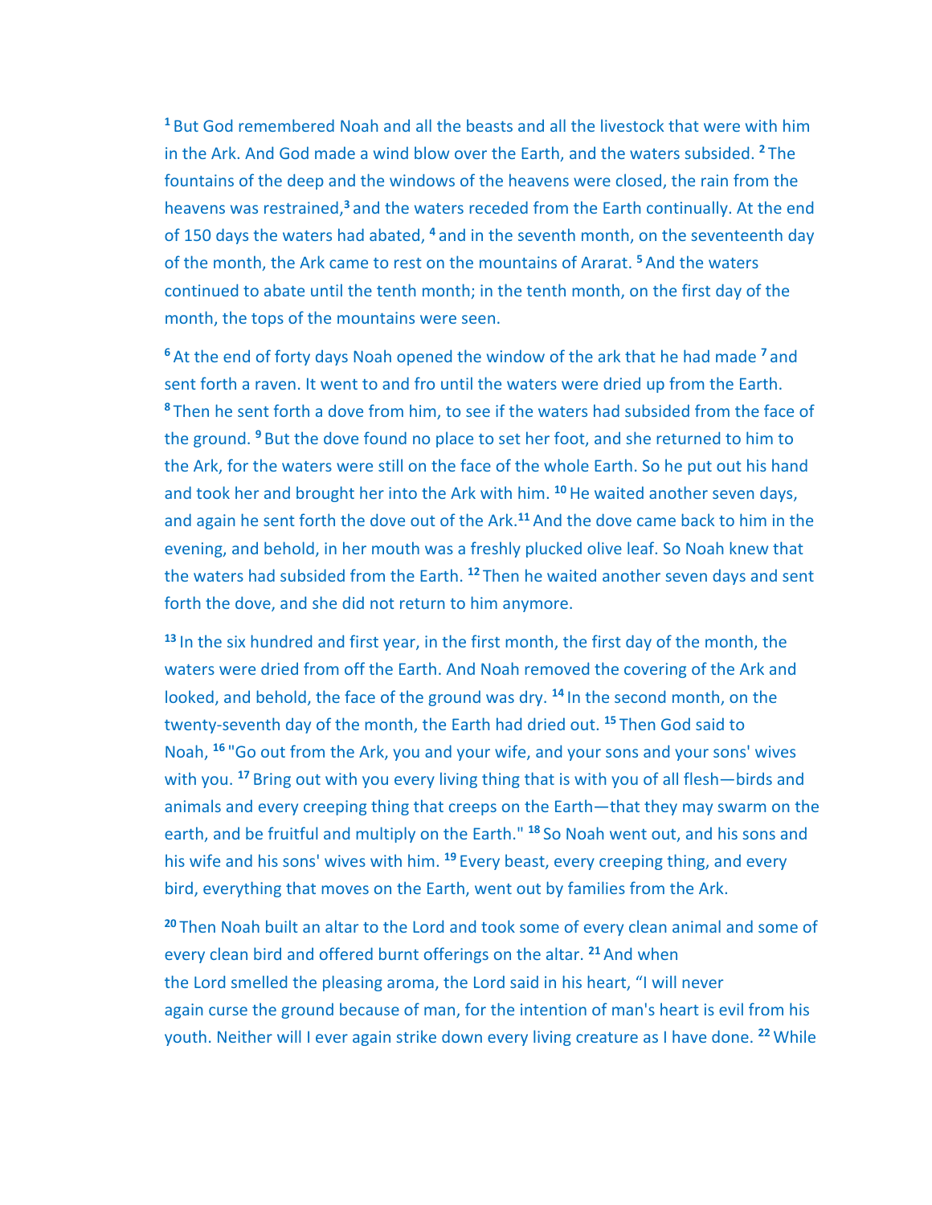[1] But God remembered Noah and all the beasts and all the livestock that were with him in the Ark. And God made a wind blow over the Earth, and the waters subsided. [2] The fountains of the deep and the windows of the heavens were closed, the rain from the heavens was restrained,[3] and the waters receded from the Earth continually. At the end of 150 days the waters had abated, [4] and in the seventh month, on the seventeenth day of the month, the Ark came to rest on the mountains of Ararat. [5] And the waters continued to abate until the tenth month; in the tenth month, on the first day of the month, the tops of the mountains were seen.

[6] At the end of forty days Noah opened the window of the ark that he had made [7] and sent forth a raven. It went to and fro until the waters were dried up from the Earth. [8] Then he sent forth a dove from him, to see if the waters had subsided from the face of the ground. [9] But the dove found no place to set her foot, and she returned to him to the Ark, for the waters were still on the face of the whole Earth. So he put out his hand and took her and brought her into the Ark with him. [10] He waited another seven days, and again he sent forth the dove out of the Ark.[11] And the dove came back to him in the evening, and behold, in her mouth was a freshly plucked olive leaf. So Noah knew that the waters had subsided from the Earth. [12] Then he waited another seven days and sent forth the dove, and she did not return to him anymore.

[13] In the six hundred and first year, in the first month, the first day of the month, the waters were dried from off the Earth. And Noah removed the covering of the Ark and looked, and behold, the face of the ground was dry. [14] In the second month, on the twenty-seventh day of the month, the Earth had dried out. [15] Then God said to Noah, [16] "Go out from the Ark, you and your wife, and your sons and your sons' wives with you. [17] Bring out with you every living thing that is with you of all flesh—birds and animals and every creeping thing that creeps on the Earth—that they may swarm on the earth, and be fruitful and multiply on the Earth." [18] So Noah went out, and his sons and his wife and his sons' wives with him. [19] Every beast, every creeping thing, and every bird, everything that moves on the Earth, went out by families from the Ark.

[20] Then Noah built an altar to the Lord and took some of every clean animal and some of every clean bird and offered burnt offerings on the altar. [21] And when the Lord smelled the pleasing aroma, the Lord said in his heart, "I will never again curse the ground because of man, for the intention of man's heart is evil from his youth. Neither will I ever again strike down every living creature as I have done. [22] While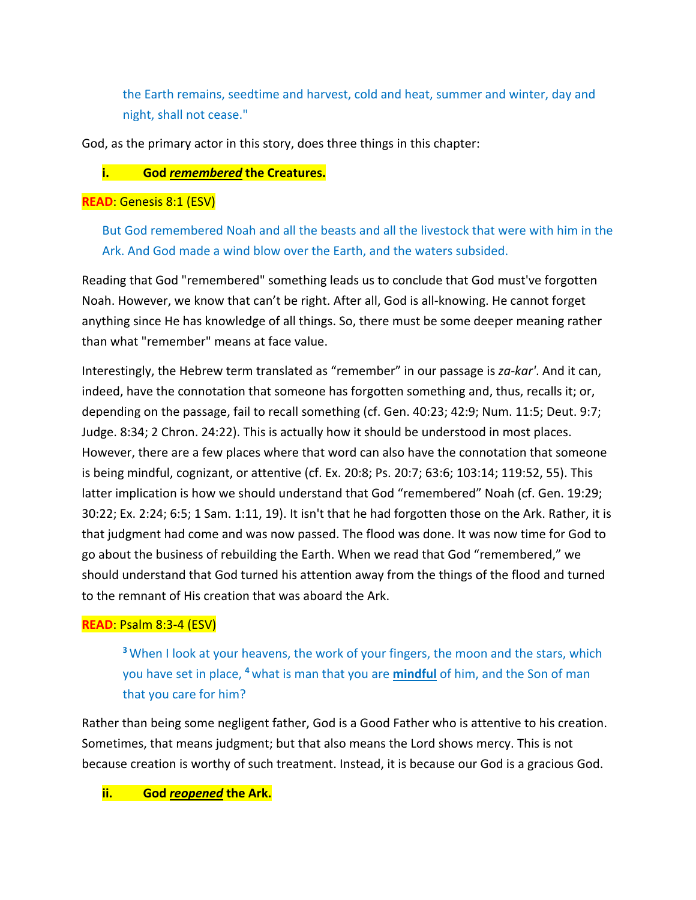> the Earth remains, seedtime and harvest, cold and heat, summer and winter, day and night, shall not cease."

God, as the primary actor in this story, does three things in this chapter:

**i. God *remembered* the Creatures.**

**READ**: Genesis 8:1 (ESV)

> But God remembered Noah and all the beasts and all the livestock that were with him in the Ark. And God made a wind blow over the Earth, and the waters subsided.

Reading that God "remembered" something leads us to conclude that God must've forgotten Noah. However, we know that can't be right. After all, God is all-knowing. He cannot forget anything since He has knowledge of all things. So, there must be some deeper meaning rather than what "remember" means at face value.

Interestingly, the Hebrew term translated as "remember" in our passage is *za-kar'*. And it can, indeed, have the connotation that someone has forgotten something and, thus, recalls it; or, depending on the passage, fail to recall something (cf. Gen. 40:23; 42:9; Num. 11:5; Deut. 9:7; Judge. 8:34; 2 Chron. 24:22). This is actually how it should be understood in most places. However, there are a few places where that word can also have the connotation that someone is being mindful, cognizant, or attentive (cf. Ex. 20:8; Ps. 20:7; 63:6; 103:14; 119:52, 55). This latter implication is how we should understand that God "remembered" Noah (cf. Gen. 19:29; 30:22; Ex. 2:24; 6:5; 1 Sam. 1:11, 19). It isn't that he had forgotten those on the Ark. Rather, it is that judgment had come and was now passed. The flood was done. It was now time for God to go about the business of rebuilding the Earth. When we read that God "remembered," we should understand that God turned his attention away from the things of the flood and turned to the remnant of His creation that was aboard the Ark.

**READ**: Psalm 8:3-4 (ESV)

> [3] When I look at your heavens, the work of your fingers, the moon and the stars, which you have set in place, [4] what is man that you are **mindful** of him, and the Son of man that you care for him?

Rather than being some negligent father, God is a Good Father who is attentive to his creation. Sometimes, that means judgment; but that also means the Lord shows mercy. This is not because creation is worthy of such treatment. Instead, it is because our God is a gracious God.

**ii. God *reopened* the Ark.**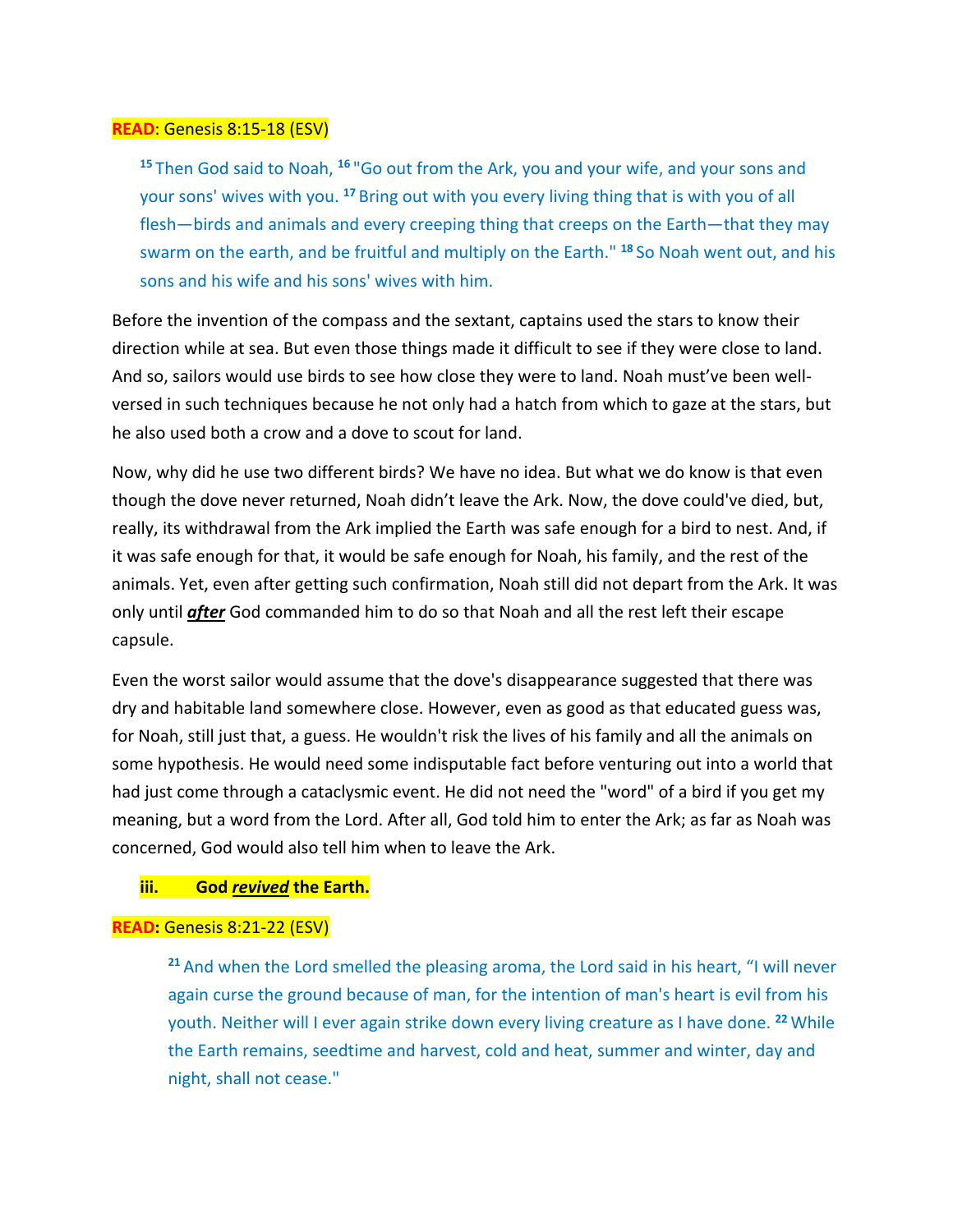**READ**: Genesis 8:15-18 (ESV)

> [15] Then God said to Noah, [16] "Go out from the Ark, you and your wife, and your sons and your sons' wives with you. [17] Bring out with you every living thing that is with you of all flesh—birds and animals and every creeping thing that creeps on the Earth—that they may swarm on the earth, and be fruitful and multiply on the Earth." [18] So Noah went out, and his sons and his wife and his sons' wives with him.

Before the invention of the compass and the sextant, captains used the stars to know their direction while at sea. But even those things made it difficult to see if they were close to land. And so, sailors would use birds to see how close they were to land. Noah must've been well-versed in such techniques because he not only had a hatch from which to gaze at the stars, but he also used both a crow and a dove to scout for land.

Now, why did he use two different birds? We have no idea. But what we do know is that even though the dove never returned, Noah didn't leave the Ark. Now, the dove could've died, but, really, its withdrawal from the Ark implied the Earth was safe enough for a bird to nest. And, if it was safe enough for that, it would be safe enough for Noah, his family, and the rest of the animals. Yet, even after getting such confirmation, Noah still did not depart from the Ark. It was only until ***after*** God commanded him to do so that Noah and all the rest left their escape capsule.

Even the worst sailor would assume that the dove's disappearance suggested that there was dry and habitable land somewhere close. However, even as good as that educated guess was, for Noah, still just that, a guess. He wouldn't risk the lives of his family and all the animals on some hypothesis. He would need some indisputable fact before venturing out into a world that had just come through a cataclysmic event. He did not need the "word" of a bird if you get my meaning, but a word from the Lord. After all, God told him to enter the Ark; as far as Noah was concerned, God would also tell him when to leave the Ark.

**iii. God *revived* the Earth.**

**READ:** Genesis 8:21-22 (ESV)

> [21] And when the Lord smelled the pleasing aroma, the Lord said in his heart, "I will never again curse the ground because of man, for the intention of man's heart is evil from his youth. Neither will I ever again strike down every living creature as I have done. [22] While the Earth remains, seedtime and harvest, cold and heat, summer and winter, day and night, shall not cease."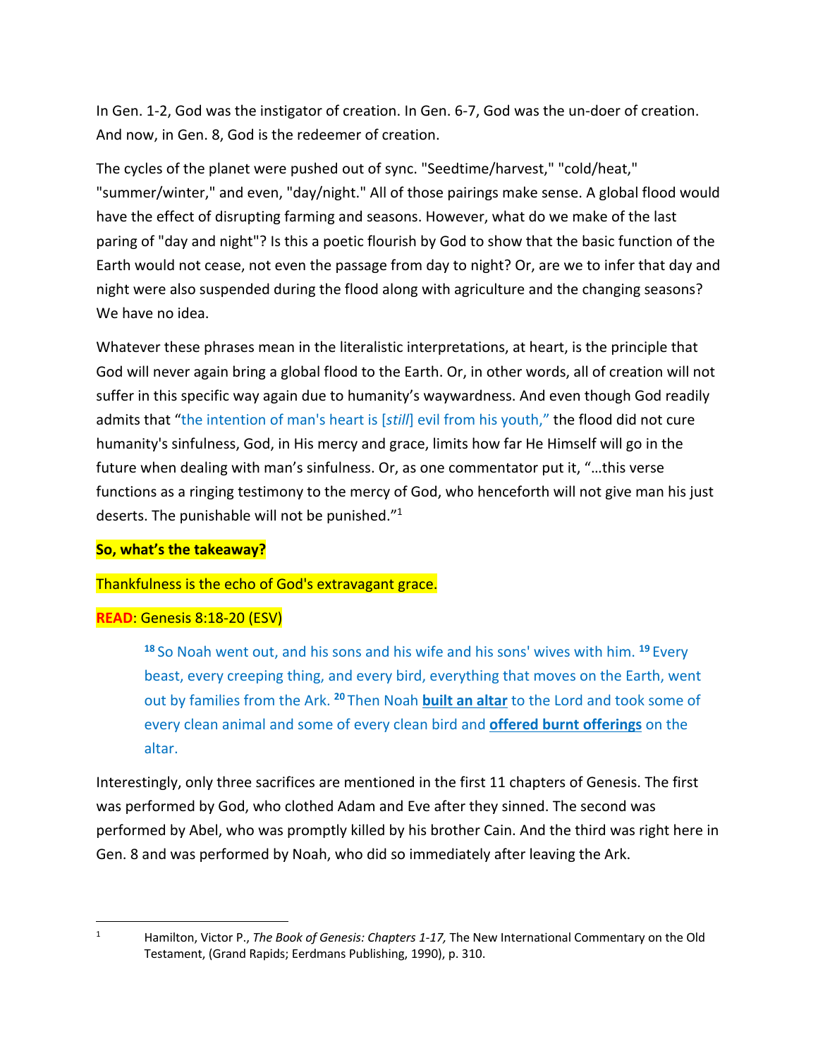In Gen. 1-2, God was the instigator of creation. In Gen. 6-7, God was the un-doer of creation. And now, in Gen. 8, God is the redeemer of creation.

The cycles of the planet were pushed out of sync. "Seedtime/harvest," "cold/heat," "summer/winter," and even, "day/night." All of those pairings make sense. A global flood would have the effect of disrupting farming and seasons. However, what do we make of the last paring of "day and night"? Is this a poetic flourish by God to show that the basic function of the Earth would not cease, not even the passage from day to night? Or, are we to infer that day and night were also suspended during the flood along with agriculture and the changing seasons? We have no idea.

Whatever these phrases mean in the literalistic interpretations, at heart, is the principle that God will never again bring a global flood to the Earth. Or, in other words, all of creation will not suffer in this specific way again due to humanity's waywardness. And even though God readily admits that "the intention of man's heart is [*still*] evil from his youth," the flood did not cure humanity's sinfulness, God, in His mercy and grace, limits how far He Himself will go in the future when dealing with man's sinfulness. Or, as one commentator put it, "…this verse functions as a ringing testimony to the mercy of God, who henceforth will not give man his just deserts. The punishable will not be punished."[1]

**So, what's the takeaway?**

Thankfulness is the echo of God's extravagant grace.

**READ**: Genesis 8:18-20 (ESV)

> [18] So Noah went out, and his sons and his wife and his sons' wives with him. [19] Every beast, every creeping thing, and every bird, everything that moves on the Earth, went out by families from the Ark. [20] Then Noah **built an altar** to the Lord and took some of every clean animal and some of every clean bird and **offered burnt offerings** on the altar.

Interestingly, only three sacrifices are mentioned in the first 11 chapters of Genesis. The first was performed by God, who clothed Adam and Eve after they sinned. The second was performed by Abel, who was promptly killed by his brother Cain. And the third was right here in Gen. 8 and was performed by Noah, who did so immediately after leaving the Ark.

---

[1] Hamilton, Victor P., *The Book of Genesis: Chapters 1-17,* The New International Commentary on the Old Testament, (Grand Rapids; Eerdmans Publishing, 1990), p. 310.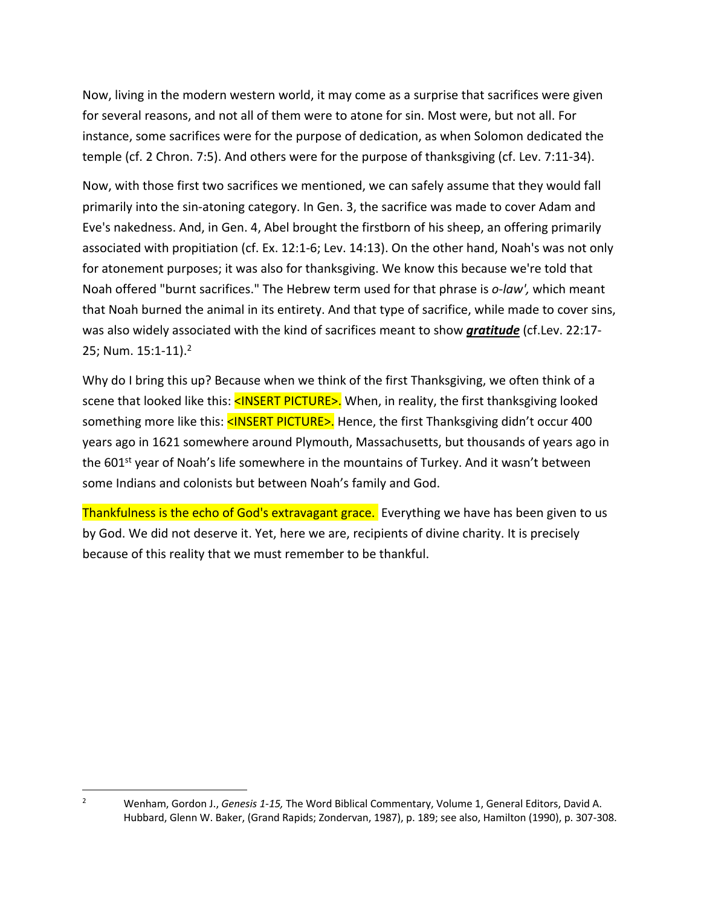Now, living in the modern western world, it may come as a surprise that sacrifices were given for several reasons, and not all of them were to atone for sin. Most were, but not all. For instance, some sacrifices were for the purpose of dedication, as when Solomon dedicated the temple (cf. 2 Chron. 7:5). And others were for the purpose of thanksgiving (cf. Lev. 7:11-34).

Now, with those first two sacrifices we mentioned, we can safely assume that they would fall primarily into the sin-atoning category. In Gen. 3, the sacrifice was made to cover Adam and Eve's nakedness. And, in Gen. 4, Abel brought the firstborn of his sheep, an offering primarily associated with propitiation (cf. Ex. 12:1-6; Lev. 14:13). On the other hand, Noah's was not only for atonement purposes; it was also for thanksgiving. We know this because we're told that Noah offered "burnt sacrifices." The Hebrew term used for that phrase is *o-law',* which meant that Noah burned the animal in its entirety. And that type of sacrifice, while made to cover sins, was also widely associated with the kind of sacrifices meant to show ***gratitude*** (cf.Lev. 22:17-25; Num. 15:1-11).[2]

Why do I bring this up? Because when we think of the first Thanksgiving, we often think of a scene that looked like this: <INSERT PICTURE>. When, in reality, the first thanksgiving looked something more like this: <INSERT PICTURE>. Hence, the first Thanksgiving didn't occur 400 years ago in 1621 somewhere around Plymouth, Massachusetts, but thousands of years ago in the 601st year of Noah's life somewhere in the mountains of Turkey. And it wasn't between some Indians and colonists but between Noah's family and God.

Thankfulness is the echo of God's extravagant grace. Everything we have has been given to us by God. We did not deserve it. Yet, here we are, recipients of divine charity. It is precisely because of this reality that we must remember to be thankful.

---

[2] Wenham, Gordon J., *Genesis 1-15,* The Word Biblical Commentary, Volume 1, General Editors, David A. Hubbard, Glenn W. Baker, (Grand Rapids; Zondervan, 1987), p. 189; see also, Hamilton (1990), p. 307-308.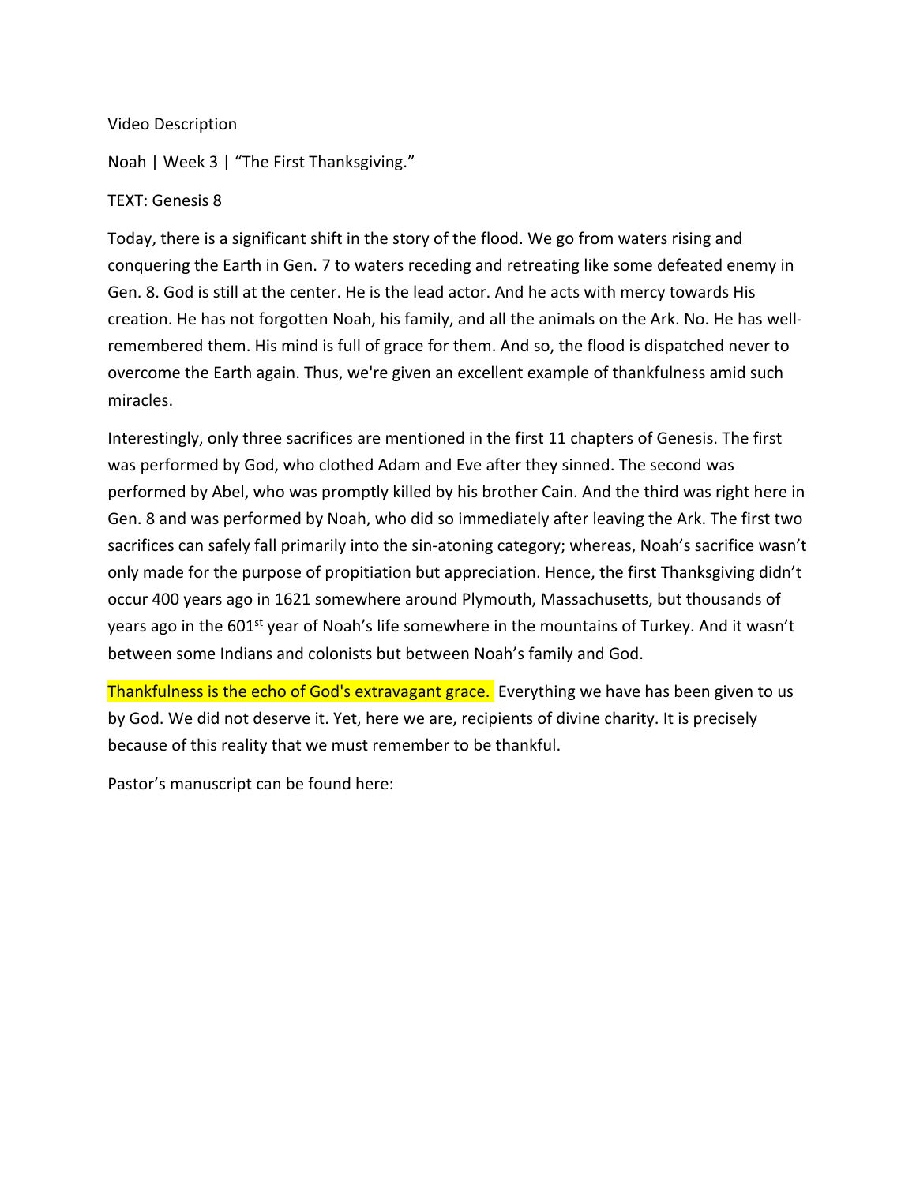Video Description

Noah | Week 3 | “The First Thanksgiving.”

TEXT: Genesis 8

Today, there is a significant shift in the story of the flood. We go from waters rising and conquering the Earth in Gen. 7 to waters receding and retreating like some defeated enemy in Gen. 8. God is still at the center. He is the lead actor. And he acts with mercy towards His creation. He has not forgotten Noah, his family, and all the animals on the Ark. No. He has well-remembered them. His mind is full of grace for them. And so, the flood is dispatched never to overcome the Earth again. Thus, we're given an excellent example of thankfulness amid such miracles.

Interestingly, only three sacrifices are mentioned in the first 11 chapters of Genesis. The first was performed by God, who clothed Adam and Eve after they sinned. The second was performed by Abel, who was promptly killed by his brother Cain. And the third was right here in Gen. 8 and was performed by Noah, who did so immediately after leaving the Ark. The first two sacrifices can safely fall primarily into the sin-atoning category; whereas, Noah’s sacrifice wasn’t only made for the purpose of propitiation but appreciation. Hence, the first Thanksgiving didn’t occur 400 years ago in 1621 somewhere around Plymouth, Massachusetts, but thousands of years ago in the 601st year of Noah’s life somewhere in the mountains of Turkey. And it wasn’t between some Indians and colonists but between Noah’s family and God.

Thankfulness is the echo of God's extravagant grace. Everything we have has been given to us by God. We did not deserve it. Yet, here we are, recipients of divine charity. It is precisely because of this reality that we must remember to be thankful.

Pastor’s manuscript can be found here: